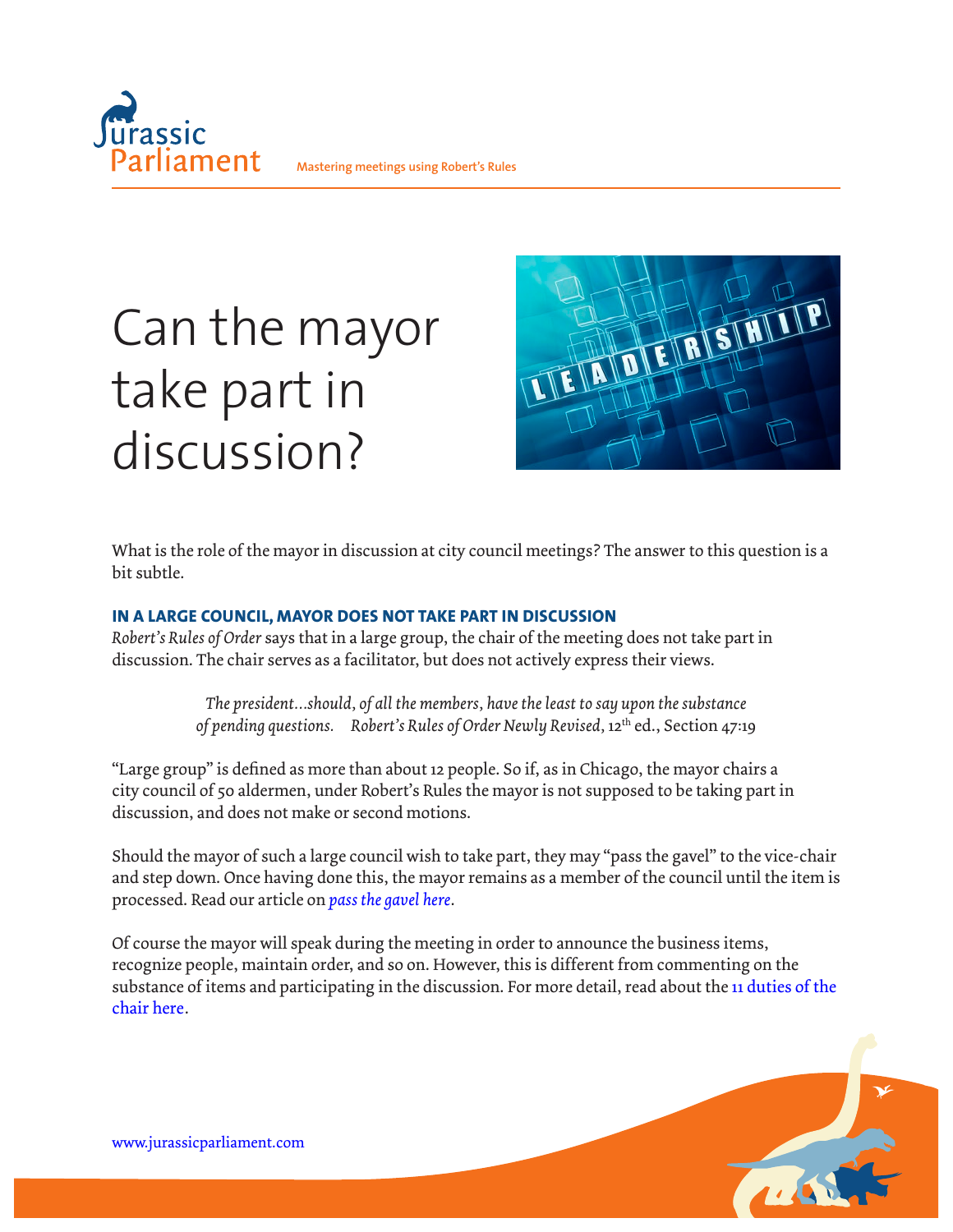# Can the mayor take part in discussion?

What is the role of the mayor in discussion at city council meetings? The answer to this question is a bit subtle.

## IN A LARGE COUNCIL, MAYOR DOES NOT TAKE PART IN DISCUSSION

*Robert's Rules of Order* says that in a large group, the chair of the meeting does not take part in discussion. The chair serves as a facilitator, but does not actively express their views.

> *The president…should, of all the members, have the least to say upon the substance of pending questions.* *Robert's Rules of Order Newly Revised*, 12th ed., Section 47:19

"Large group" is defined as more than about 12 people. So if, as in Chicago, the mayor chairs a city council of 50 aldermen, under Robert's Rules the mayor is not supposed to be taking part in discussion, and does not make or second motions.

Should the mayor of such a large council wish to take part, they may "pass the gavel" to the vice-chair and step down. Once having done this, the mayor remains as a member of the council until the item is processed. Read our article on *pass the gavel here*.

Of course the mayor will speak during the meeting in order to announce the business items, recognize people, maintain order, and so on. However, this is different from commenting on the substance of items and participating in the discussion. For more detail, read about the 11 duties of the chair here.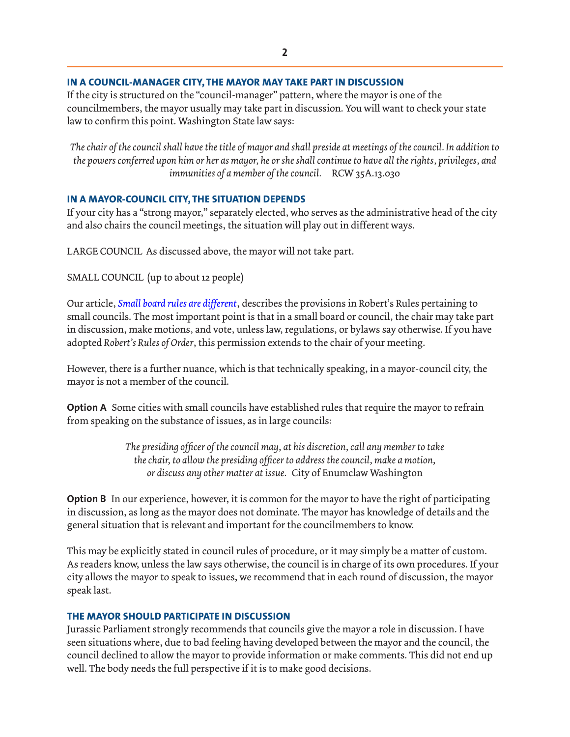## IN A COUNCIL-MANAGER CITY, THE MAYOR MAY TAKE PART IN DISCUSSION

If the city is structured on the "council-manager" pattern, where the mayor is one of the councilmembers, the mayor usually may take part in discussion. You will want to check your state law to confirm this point. Washington State law says:

> *The chair of the council shall have the title of mayor and shall preside at meetings of the council. In addition to the powers conferred upon him or her as mayor, he or she shall continue to have all the rights, privileges, and immunities of a member of the council.* RCW 35A.13.030

## IN A MAYOR-COUNCIL CITY, THE SITUATION DEPENDS

If your city has a "strong mayor," separately elected, who serves as the administrative head of the city and also chairs the council meetings, the situation will play out in different ways.

LARGE COUNCIL As discussed above, the mayor will not take part.

SMALL COUNCIL (up to about 12 people)

Our article, *Small board rules are different*, describes the provisions in Robert's Rules pertaining to small councils. The most important point is that in a small board or council, the chair may take part in discussion, make motions, and vote, unless law, regulations, or bylaws say otherwise. If you have adopted *Robert's Rules of Order*, this permission extends to the chair of your meeting.

However, there is a further nuance, which is that technically speaking, in a mayor-council city, the mayor is not a member of the council.

**Option A** Some cities with small councils have established rules that require the mayor to refrain from speaking on the substance of issues, as in large councils:

> *The presiding officer of the council may, at his discretion, call any member to take the chair, to allow the presiding officer to address the council, make a motion, or discuss any other matter at issue.* City of Enumclaw Washington

**Option B** In our experience, however, it is common for the mayor to have the right of participating in discussion, as long as the mayor does not dominate. The mayor has knowledge of details and the general situation that is relevant and important for the councilmembers to know.

This may be explicitly stated in council rules of procedure, or it may simply be a matter of custom. As readers know, unless the law says otherwise, the council is in charge of its own procedures. If your city allows the mayor to speak to issues, we recommend that in each round of discussion, the mayor speak last.

## THE MAYOR SHOULD PARTICIPATE IN DISCUSSION

Jurassic Parliament strongly recommends that councils give the mayor a role in discussion. I have seen situations where, due to bad feeling having developed between the mayor and the council, the council declined to allow the mayor to provide information or make comments. This did not end up well. The body needs the full perspective if it is to make good decisions.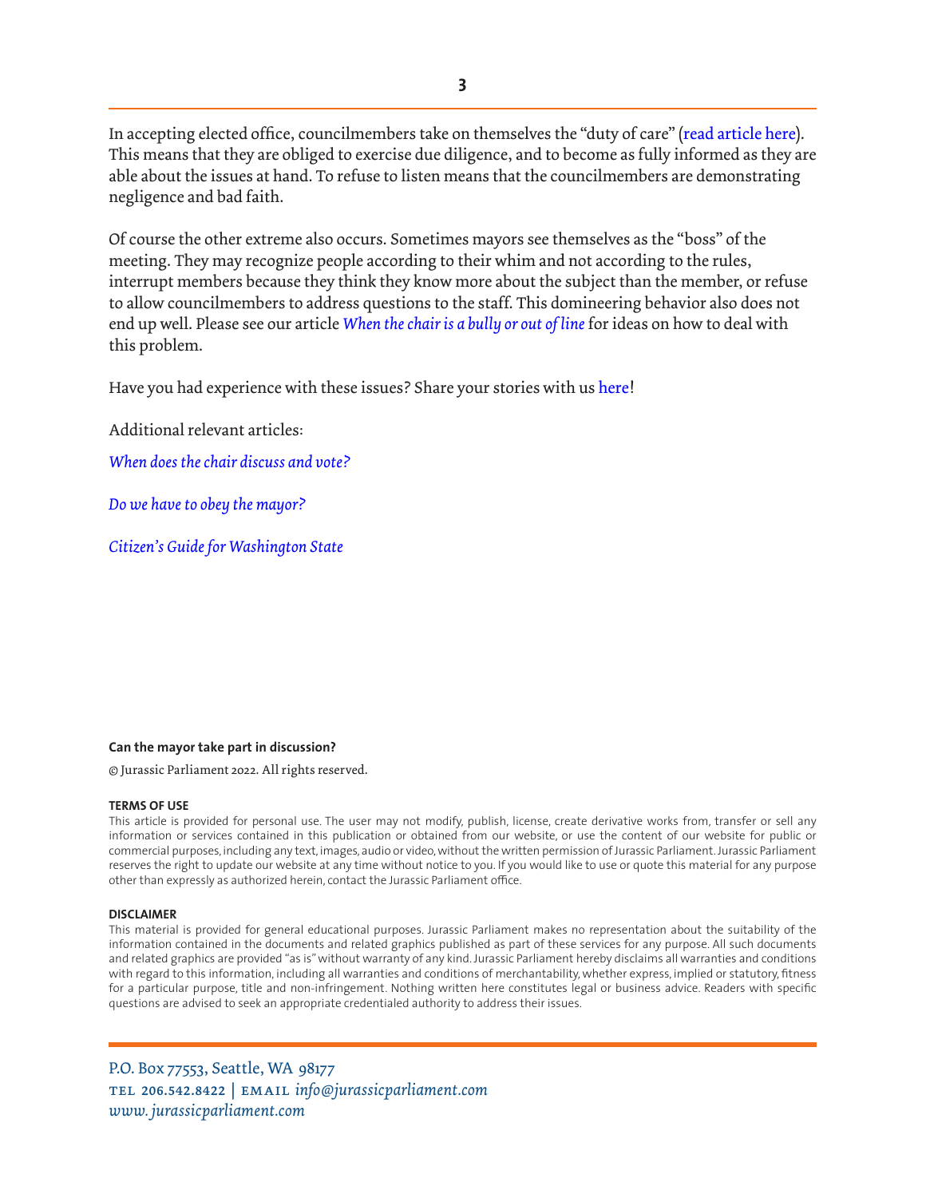In accepting elected office, councilmembers take on themselves the "duty of care" (read article here). This means that they are obliged to exercise due diligence, and to become as fully informed as they are able about the issues at hand. To refuse to listen means that the councilmembers are demonstrating negligence and bad faith.

Of course the other extreme also occurs. Sometimes mayors see themselves as the "boss" of the meeting. They may recognize people according to their whim and not according to the rules, interrupt members because they think they know more about the subject than the member, or refuse to allow councilmembers to address questions to the staff. This domineering behavior also does not end up well. Please see our article *When the chair is a bully or out of line* for ideas on how to deal with this problem.

Have you had experience with these issues? Share your stories with us here!

Additional relevant articles:

*When does the chair discuss and vote?*

*Do we have to obey the mayor?*

*Citizen's Guide for Washington State*

**Can the mayor take part in discussion?**

© Jurassic Parliament 2022. All rights reserved.

**TERMS OF USE**

This article is provided for personal use. The user may not modify, publish, license, create derivative works from, transfer or sell any information or services contained in this publication or obtained from our website, or use the content of our website for public or commercial purposes, including any text, images, audio or video, without the written permission of Jurassic Parliament. Jurassic Parliament reserves the right to update our website at any time without notice to you. If you would like to use or quote this material for any purpose other than expressly as authorized herein, contact the Jurassic Parliament office.

**DISCLAIMER**

This material is provided for general educational purposes. Jurassic Parliament makes no representation about the suitability of the information contained in the documents and related graphics published as part of these services for any purpose. All such documents and related graphics are provided "as is" without warranty of any kind. Jurassic Parliament hereby disclaims all warranties and conditions with regard to this information, including all warranties and conditions of merchantability, whether express, implied or statutory, fitness for a particular purpose, title and non-infringement. Nothing written here constitutes legal or business advice. Readers with specific questions are advised to seek an appropriate credentialed authority to address their issues.

P.O. Box 77553, Seattle, WA 98177
TEL 206.542.8422 | EMAIL *info@jurassicparliament.com*
*www.jurassicparliament.com*